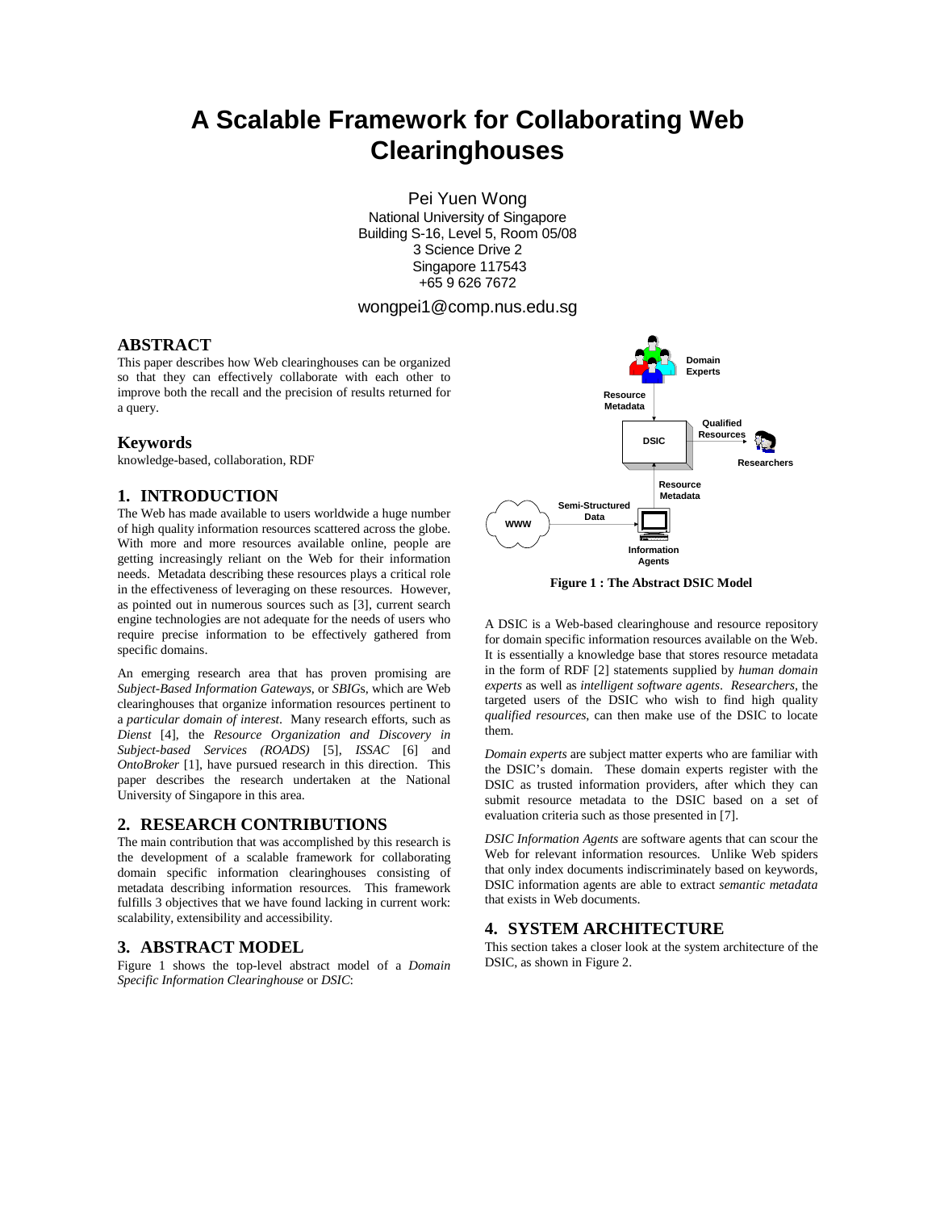# A Scalable Framework for Collaborating Web Clearinghouses

Pei Yuen Wong
National University of Singapore
Building S-16, Level 5, Room 05/08
3 Science Drive 2
Singapore 117543
+65 9 626 7672

wongpei1@comp.nus.edu.sg

## ABSTRACT

This paper describes how Web clearinghouses can be organized so that they can effectively collaborate with each other to improve both the recall and the precision of results returned for a query.

### Keywords

knowledge-based, collaboration, RDF

## 1. INTRODUCTION

The Web has made available to users worldwide a huge number of high quality information resources scattered across the globe. With more and more resources available online, people are getting increasingly reliant on the Web for their information needs. Metadata describing these resources plays a critical role in the effectiveness of leveraging on these resources. However, as pointed out in numerous sources such as [3], current search engine technologies are not adequate for the needs of users who require precise information to be effectively gathered from specific domains.

An emerging research area that has proven promising are *Subject-Based Information Gateways*, or *SBIGs*, which are Web clearinghouses that organize information resources pertinent to a *particular domain of interest*. Many research efforts, such as *Dienst* [4], the *Resource Organization and Discovery in Subject-based Services (ROADS)* [5], *ISSAC* [6] and *OntoBroker* [1], have pursued research in this direction. This paper describes the research undertaken at the National University of Singapore in this area.

## 2. RESEARCH CONTRIBUTIONS

The main contribution that was accomplished by this research is the development of a scalable framework for collaborating domain specific information clearinghouses consisting of metadata describing information resources. This framework fulfills 3 objectives that we have found lacking in current work: scalability, extensibility and accessibility.

## 3. ABSTRACT MODEL

Figure 1 shows the top-level abstract model of a *Domain Specific Information Clearinghouse* or *DSIC*:

**Figure 1 : The Abstract DSIC Model**

A DSIC is a Web-based clearinghouse and resource repository for domain specific information resources available on the Web. It is essentially a knowledge base that stores resource metadata in the form of RDF [2] statements supplied by *human domain experts* as well as *intelligent software agents*. *Researchers*, the targeted users of the DSIC who wish to find high quality *qualified resources*, can then make use of the DSIC to locate them.

*Domain experts* are subject matter experts who are familiar with the DSIC's domain. These domain experts register with the DSIC as trusted information providers, after which they can submit resource metadata to the DSIC based on a set of evaluation criteria such as those presented in [7].

*DSIC Information Agents* are software agents that can scour the Web for relevant information resources. Unlike Web spiders that only index documents indiscriminately based on keywords, DSIC information agents are able to extract *semantic metadata* that exists in Web documents.

## 4. SYSTEM ARCHITECTURE

This section takes a closer look at the system architecture of the DSIC, as shown in Figure 2.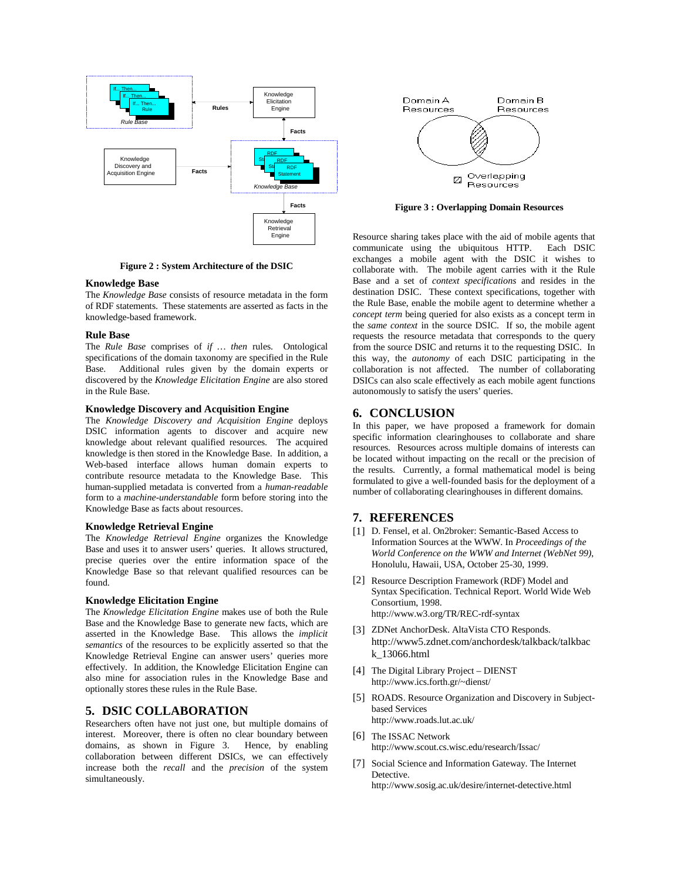Rule Base

Rules

Knowledge Elicitation Engine

Facts

Knowledge Discovery and Acquisition Engine

Facts

Knowledge Base

Facts

Knowledge Retrieval Engine

**Figure 2 : System Architecture of the DSIC**

### Knowledge Base

The *Knowledge Base* consists of resource metadata in the form of RDF statements. These statements are asserted as facts in the knowledge-based framework.

### Rule Base

The *Rule Base* comprises of *if … then* rules. Ontological specifications of the domain taxonomy are specified in the Rule Base. Additional rules given by the domain experts or discovered by the *Knowledge Elicitation Engine* are also stored in the Rule Base.

### Knowledge Discovery and Acquisition Engine

The *Knowledge Discovery and Acquisition Engine* deploys DSIC information agents to discover and acquire new knowledge about relevant qualified resources. The acquired knowledge is then stored in the Knowledge Base. In addition, a Web-based interface allows human domain experts to contribute resource metadata to the Knowledge Base. This human-supplied metadata is converted from a *human-readable* form to a *machine-understandable* form before storing into the Knowledge Base as facts about resources.

### Knowledge Retrieval Engine

The *Knowledge Retrieval Engine* organizes the Knowledge Base and uses it to answer users' queries. It allows structured, precise queries over the entire information space of the Knowledge Base so that relevant qualified resources can be found.

### Knowledge Elicitation Engine

The *Knowledge Elicitation Engine* makes use of both the Rule Base and the Knowledge Base to generate new facts, which are asserted in the Knowledge Base. This allows the *implicit semantics* of the resources to be explicitly asserted so that the Knowledge Retrieval Engine can answer users' queries more effectively. In addition, the Knowledge Elicitation Engine can also mine for association rules in the Knowledge Base and optionally stores these rules in the Rule Base.

## 5. DSIC COLLABORATION

Researchers often have not just one, but multiple domains of interest. Moreover, there is often no clear boundary between domains, as shown in Figure 3. Hence, by enabling collaboration between different DSICs, we can effectively increase both the *recall* and the *precision* of the system simultaneously.

Domain A Resources

Domain B Resources

Overlapping Resources

**Figure 3 : Overlapping Domain Resources**

Resource sharing takes place with the aid of mobile agents that communicate using the ubiquitous HTTP. Each DSIC exchanges a mobile agent with the DSIC it wishes to collaborate with. The mobile agent carries with it the Rule Base and a set of *context specifications* and resides in the destination DSIC. These context specifications, together with the Rule Base, enable the mobile agent to determine whether a *concept term* being queried for also exists as a concept term in the *same context* in the source DSIC. If so, the mobile agent requests the resource metadata that corresponds to the query from the source DSIC and returns it to the requesting DSIC. In this way, the *autonomy* of each DSIC participating in the collaboration is not affected. The number of collaborating DSICs can also scale effectively as each mobile agent functions autonomously to satisfy the users' queries.

## 6. CONCLUSION

In this paper, we have proposed a framework for domain specific information clearinghouses to collaborate and share resources. Resources across multiple domains of interests can be located without impacting on the recall or the precision of the results. Currently, a formal mathematical model is being formulated to give a well-founded basis for the deployment of a number of collaborating clearinghouses in different domains.

## 7. REFERENCES

[1] D. Fensel, et al. On2broker: Semantic-Based Access to Information Sources at the WWW. In *Proceedings of the World Conference on the WWW and Internet (WebNet 99)*, Honolulu, Hawaii, USA, October 25-30, 1999.

[2] Resource Description Framework (RDF) Model and Syntax Specification. Technical Report. World Wide Web Consortium, 1998. http://www.w3.org/TR/REC-rdf-syntax

[3] ZDNet AnchorDesk. AltaVista CTO Responds. http://www5.zdnet.com/anchordesk/talkback/talkback_13066.html

[4] The Digital Library Project – DIENST http://www.ics.forth.gr/~dienst/

[5] ROADS. Resource Organization and Discovery in Subject-based Services http://www.roads.lut.ac.uk/

[6] The ISSAC Network http://www.scout.cs.wisc.edu/research/Issac/

[7] Social Science and Information Gateway. The Internet Detective. http://www.sosig.ac.uk/desire/internet-detective.html